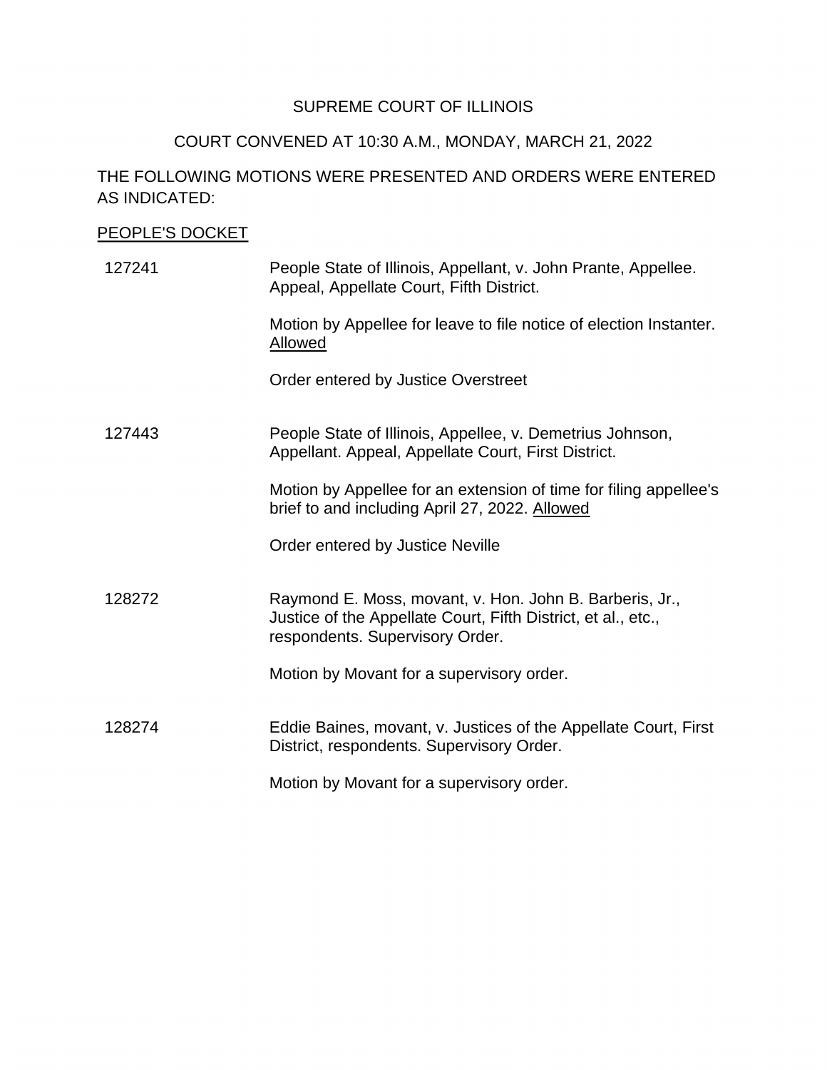SUPREME COURT OF ILLINOIS

COURT CONVENED AT 10:30 A.M., MONDAY, MARCH 21, 2022

THE FOLLOWING MOTIONS WERE PRESENTED AND ORDERS WERE ENTERED AS INDICATED:

<u>PEOPLE'S DOCKET</u>

127241 — People State of Illinois, Appellant, v. John Prante, Appellee. Appeal, Appellate Court, Fifth District.

Motion by Appellee for leave to file notice of election Instanter. <u>Allowed</u>

Order entered by Justice Overstreet

127443 — People State of Illinois, Appellee, v. Demetrius Johnson, Appellant. Appeal, Appellate Court, First District.

Motion by Appellee for an extension of time for filing appellee's brief to and including April 27, 2022. <u>Allowed</u>

Order entered by Justice Neville

128272 — Raymond E. Moss, movant, v. Hon. John B. Barberis, Jr., Justice of the Appellate Court, Fifth District, et al., etc., respondents. Supervisory Order.

Motion by Movant for a supervisory order.

128274 — Eddie Baines, movant, v. Justices of the Appellate Court, First District, respondents. Supervisory Order.

Motion by Movant for a supervisory order.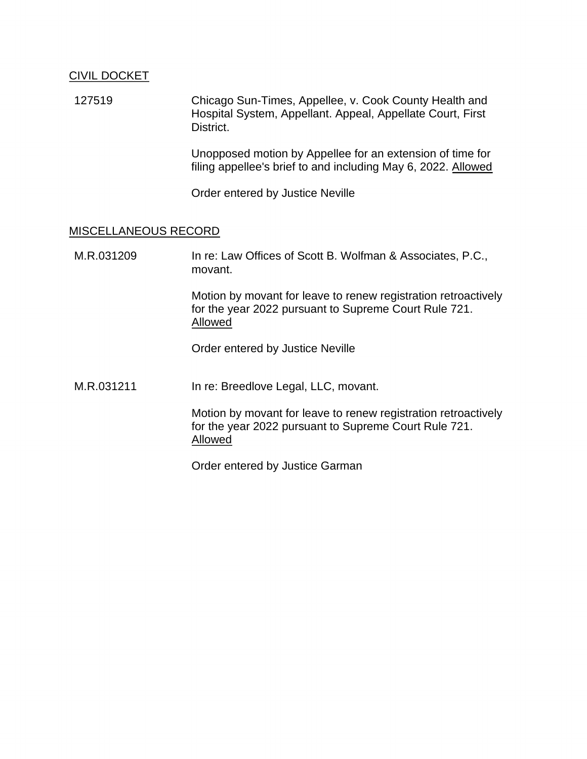CIVIL DOCKET

127519 Chicago Sun-Times, Appellee, v. Cook County Health and Hospital System, Appellant. Appeal, Appellate Court, First District.

Unopposed motion by Appellee for an extension of time for filing appellee's brief to and including May 6, 2022. Allowed

Order entered by Justice Neville

MISCELLANEOUS RECORD

M.R.031209 In re: Law Offices of Scott B. Wolfman & Associates, P.C., movant.

Motion by movant for leave to renew registration retroactively for the year 2022 pursuant to Supreme Court Rule 721. Allowed

Order entered by Justice Neville

M.R.031211 In re: Breedlove Legal, LLC, movant.

Motion by movant for leave to renew registration retroactively for the year 2022 pursuant to Supreme Court Rule 721. Allowed

Order entered by Justice Garman